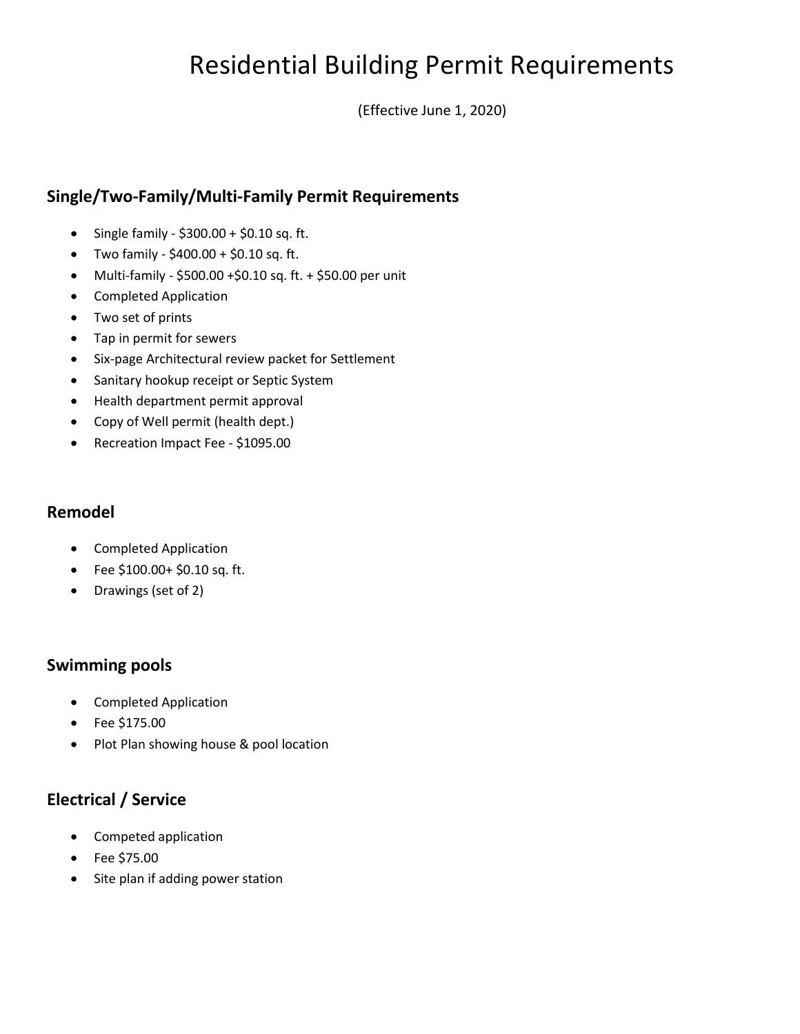# Residential Building Permit Requirements

(Effective June 1, 2020)

## Single/Two-Family/Multi-Family Permit Requirements

- Single family - $300.00 + $0.10 sq. ft.
- Two family - $400.00 + $0.10 sq. ft.
- Multi-family - $500.00 +$0.10 sq. ft. + $50.00 per unit
- Completed Application
- Two set of prints
- Tap in permit for sewers
- Six-page Architectural review packet for Settlement
- Sanitary hookup receipt or Septic System
- Health department permit approval
- Copy of Well permit (health dept.)
- Recreation Impact Fee - $1095.00

## Remodel

- Completed Application
- Fee $100.00+ $0.10 sq. ft.
- Drawings (set of 2)

## Swimming pools

- Completed Application
- Fee $175.00
- Plot Plan showing house & pool location

## Electrical / Service

- Competed application
- Fee $75.00
- Site plan if adding power station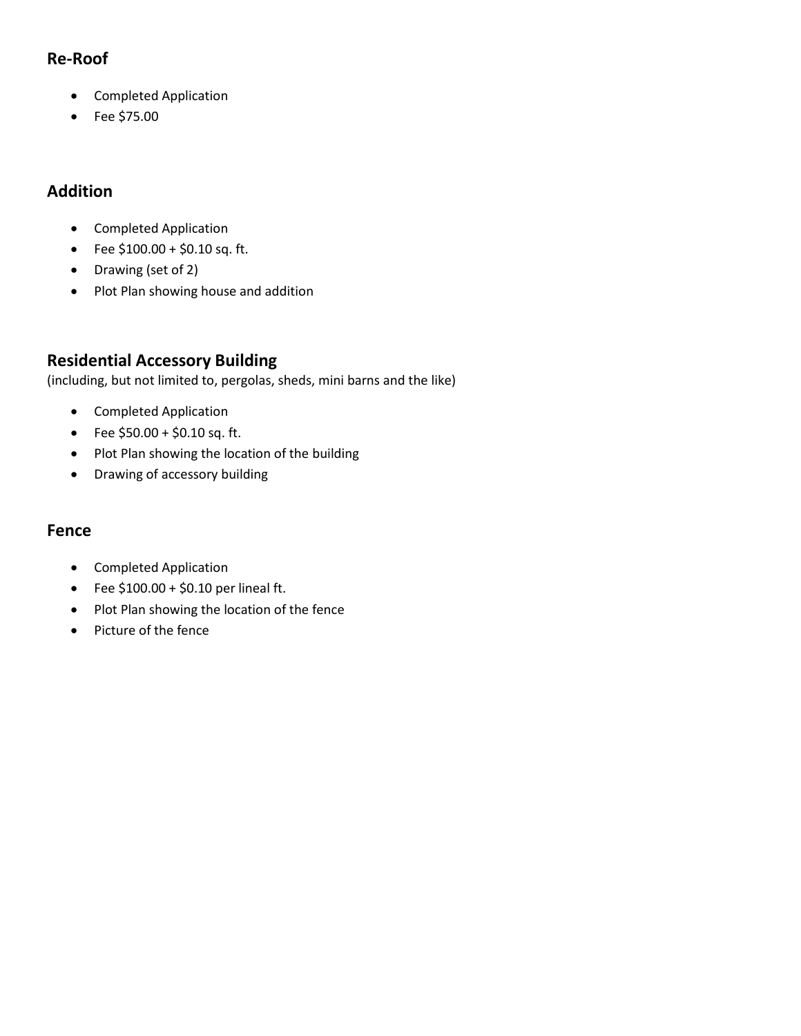## Re-Roof

- Completed Application
- Fee $75.00

## Addition

- Completed Application
- Fee $100.00 + $0.10 sq. ft.
- Drawing (set of 2)
- Plot Plan showing house and addition

## Residential Accessory Building

(including, but not limited to, pergolas, sheds, mini barns and the like)

- Completed Application
- Fee $50.00 + $0.10 sq. ft.
- Plot Plan showing the location of the building
- Drawing of accessory building

## Fence

- Completed Application
- Fee $100.00 + $0.10 per lineal ft.
- Plot Plan showing the location of the fence
- Picture of the fence